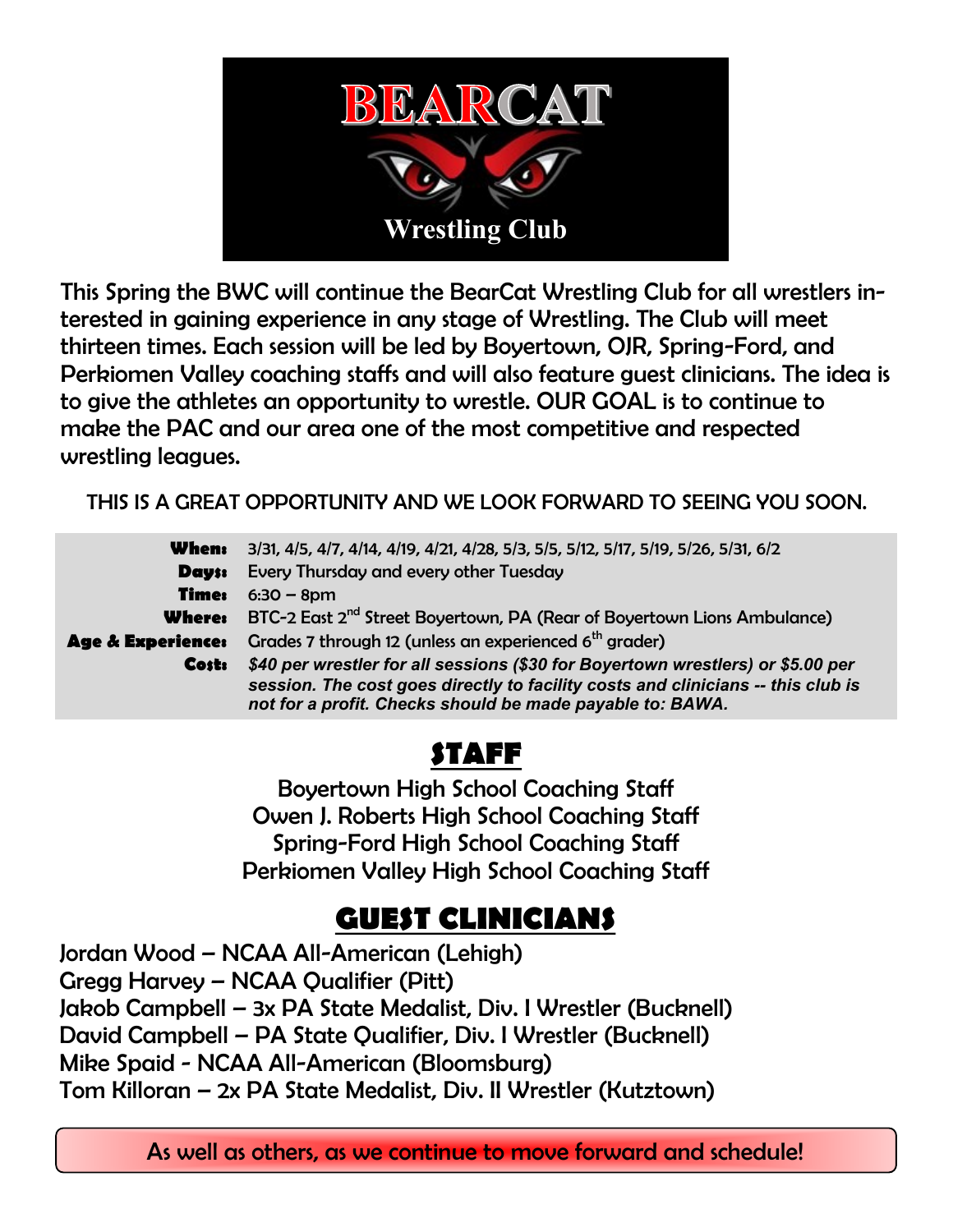# BEARCAT

## Wrestling Club

This Spring the BWC will continue the BearCat Wrestling Club for all wrestlers interested in gaining experience in any stage of Wrestling. The Club will meet thirteen times. Each session will be led by Boyertown, OJR, Spring-Ford, and Perkiomen Valley coaching staffs and will also feature guest clinicians. The idea is to give the athletes an opportunity to wrestle. OUR GOAL is to continue to make the PAC and our area one of the most competitive and respected wrestling leagues.

THIS IS A GREAT OPPORTUNITY AND WE LOOK FORWARD TO SEEING YOU SOON.

| | |
|---|---|
| **When:** | 3/31, 4/5, 4/7, 4/14, 4/19, 4/21, 4/28, 5/3, 5/5, 5/12, 5/17, 5/19, 5/26, 5/31, 6/2 |
| **Days:** | Every Thursday and every other Tuesday |
| **Time:** | 6:30 – 8pm |
| **Where:** | BTC-2 East 2nd Street Boyertown, PA (Rear of Boyertown Lions Ambulance) |
| **Age & Experience:** | Grades 7 through 12 (unless an experienced 6th grader) |
| **Cost:** | *$40 per wrestler for all sessions ($30 for Boyertown wrestlers) or $5.00 per session. The cost goes directly to facility costs and clinicians -- this club is not for a profit. Checks should be made payable to: BAWA.* |

## STAFF

Boyertown High School Coaching Staff
Owen J. Roberts High School Coaching Staff
Spring-Ford High School Coaching Staff
Perkiomen Valley High School Coaching Staff

## GUEST CLINICIANS

Jordan Wood – NCAA All-American (Lehigh)
Gregg Harvey – NCAA Qualifier (Pitt)
Jakob Campbell – 3x PA State Medalist, Div. I Wrestler (Bucknell)
David Campbell – PA State Qualifier, Div. I Wrestler (Bucknell)
Mike Spaid - NCAA All-American (Bloomsburg)
Tom Killoran – 2x PA State Medalist, Div. II Wrestler (Kutztown)

As well as others, as we continue to move forward and schedule!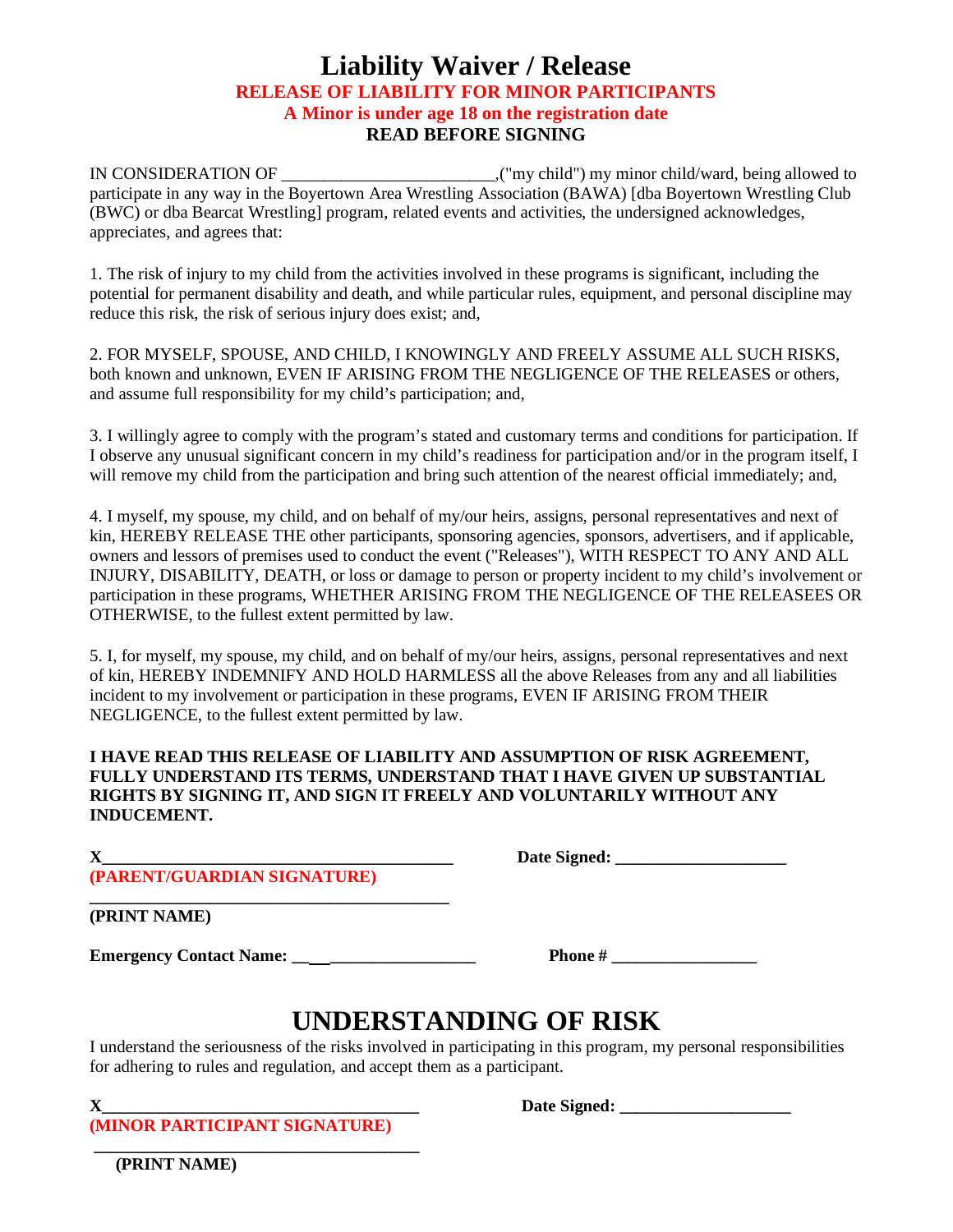# Liability Waiver / Release

**RELEASE OF LIABILITY FOR MINOR PARTICIPANTS**

**A Minor is under age 18 on the registration date**

**READ BEFORE SIGNING**

IN CONSIDERATION OF ________________________,("my child") my minor child/ward, being allowed to participate in any way in the Boyertown Area Wrestling Association (BAWA) [dba Boyertown Wrestling Club (BWC) or dba Bearcat Wrestling] program, related events and activities, the undersigned acknowledges, appreciates, and agrees that:

1. The risk of injury to my child from the activities involved in these programs is significant, including the potential for permanent disability and death, and while particular rules, equipment, and personal discipline may reduce this risk, the risk of serious injury does exist; and,

2. FOR MYSELF, SPOUSE, AND CHILD, I KNOWINGLY AND FREELY ASSUME ALL SUCH RISKS, both known and unknown, EVEN IF ARISING FROM THE NEGLIGENCE OF THE RELEASES or others, and assume full responsibility for my child's participation; and,

3. I willingly agree to comply with the program's stated and customary terms and conditions for participation. If I observe any unusual significant concern in my child's readiness for participation and/or in the program itself, I will remove my child from the participation and bring such attention of the nearest official immediately; and,

4. I myself, my spouse, my child, and on behalf of my/our heirs, assigns, personal representatives and next of kin, HEREBY RELEASE THE other participants, sponsoring agencies, sponsors, advertisers, and if applicable, owners and lessors of premises used to conduct the event ("Releases"), WITH RESPECT TO ANY AND ALL INJURY, DISABILITY, DEATH, or loss or damage to person or property incident to my child's involvement or participation in these programs, WHETHER ARISING FROM THE NEGLIGENCE OF THE RELEASEES OR OTHERWISE, to the fullest extent permitted by law.

5. I, for myself, my spouse, my child, and on behalf of my/our heirs, assigns, personal representatives and next of kin, HEREBY INDEMNIFY AND HOLD HARMLESS all the above Releases from any and all liabilities incident to my involvement or participation in these programs, EVEN IF ARISING FROM THEIR NEGLIGENCE, to the fullest extent permitted by law.

**I HAVE READ THIS RELEASE OF LIABILITY AND ASSUMPTION OF RISK AGREEMENT, FULLY UNDERSTAND ITS TERMS, UNDERSTAND THAT I HAVE GIVEN UP SUBSTANTIAL RIGHTS BY SIGNING IT, AND SIGN IT FREELY AND VOLUNTARILY WITHOUT ANY INDUCEMENT.**

**X**__________________________________________ **Date Signed:** ____________________

**(PARENT/GUARDIAN SIGNATURE)**

__________________________________________

**(PRINT NAME)**

**Emergency Contact Name:** ____________________ **Phone #** _________________

# UNDERSTANDING OF RISK

I understand the seriousness of the risks involved in participating in this program, my personal responsibilities for adhering to rules and regulation, and accept them as a participant.

**X**_____________________________________ **Date Signed:** ____________________

**(MINOR PARTICIPANT SIGNATURE)**

_____________________________________

**(PRINT NAME)**